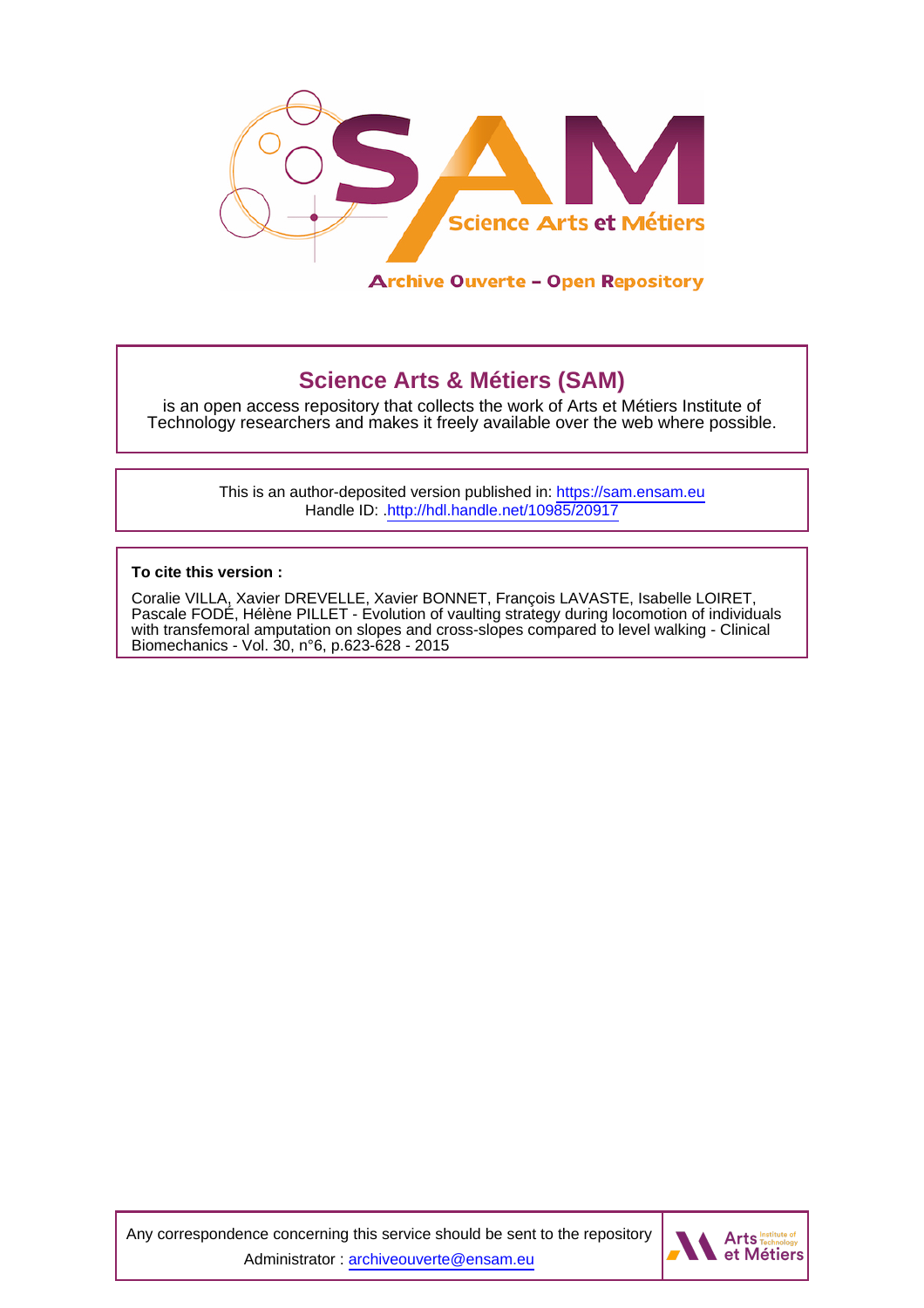Archive Ouverte – Open Repository

## Science Arts & Métiers (SAM)

is an open access repository that collects the work of Arts et Métiers Institute of Technology researchers and makes it freely available over the web where possible.

This is an author-deposited version published in: https://sam.ensam.eu
Handle ID: .http://hdl.handle.net/10985/20917

**To cite this version :**

Coralie VILLA, Xavier DREVELLE, Xavier BONNET, François LAVASTE, Isabelle LOIRET, Pascale FODÉ, Hélène PILLET - Evolution of vaulting strategy during locomotion of individuals with transfemoral amputation on slopes and cross-slopes compared to level walking - Clinical Biomechanics - Vol. 30, n°6, p.623-628 - 2015

Any correspondence concerning this service should be sent to the repository Administrator : archiveouverte@ensam.eu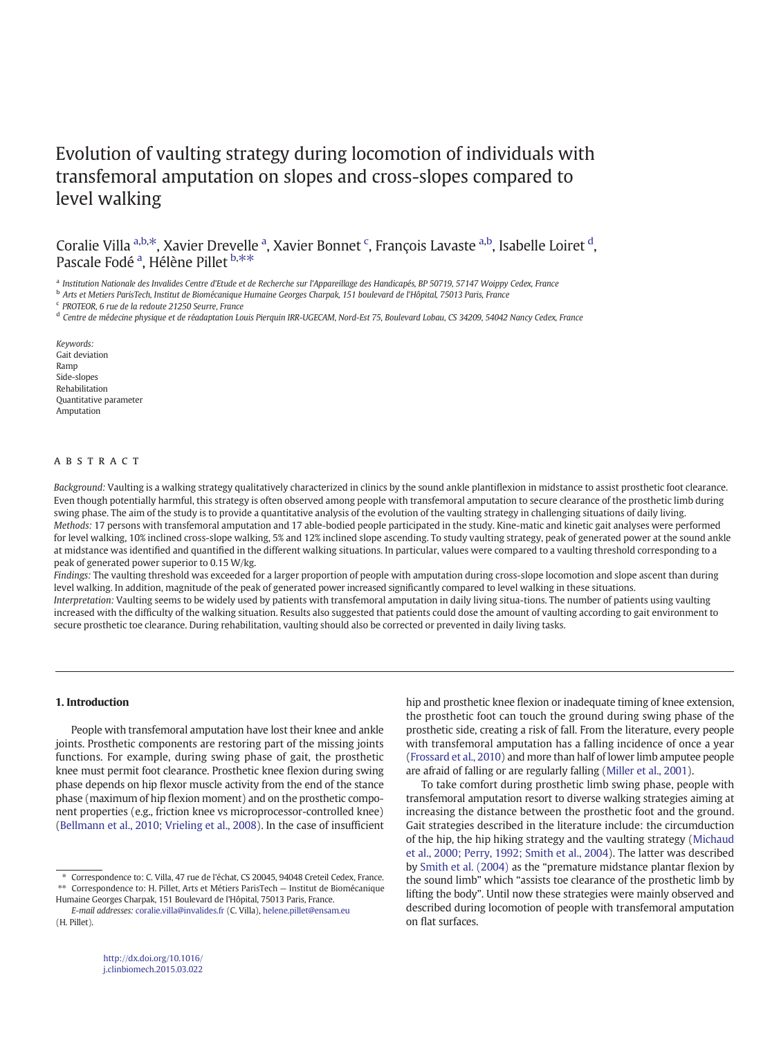# Evolution of vaulting strategy during locomotion of individuals with transfemoral amputation on slopes and cross-slopes compared to level walking

Coralie Villa [a,b,*], Xavier Drevelle [a], Xavier Bonnet [c], François Lavaste [a,b], Isabelle Loiret [d], Pascale Fodé [a], Hélène Pillet [b,**]

[a] Institution Nationale des Invalides Centre d'Etude et de Recherche sur l'Appareillage des Handicapés, BP 50719, 57147 Woippy Cedex, France
[b] Arts et Metiers ParisTech, Institut de Biomécanique Humaine Georges Charpak, 151 boulevard de l'Hôpital, 75013 Paris, France
[c] PROTEOR, 6 rue de la redoute 21250 Seurre, France
[d] Centre de médecine physique et de réadaptation Louis Pierquin IRR-UGECAM, Nord-Est 75, Boulevard Lobau, CS 34209, 54042 Nancy Cedex, France

*Keywords:*
Gait deviation
Ramp
Side-slopes
Rehabilitation
Quantitative parameter
Amputation

## ABSTRACT

*Background:* Vaulting is a walking strategy qualitatively characterized in clinics by the sound ankle plantiflexion in midstance to assist prosthetic foot clearance. Even though potentially harmful, this strategy is often observed among people with transfemoral amputation to secure clearance of the prosthetic limb during swing phase. The aim of the study is to provide a quantitative analysis of the evolution of the vaulting strategy in challenging situations of daily living.

*Methods:* 17 persons with transfemoral amputation and 17 able-bodied people participated in the study. Kine-matic and kinetic gait analyses were performed for level walking, 10% inclined cross-slope walking, 5% and 12% inclined slope ascending. To study vaulting strategy, peak of generated power at the sound ankle at midstance was identified and quantified in the different walking situations. In particular, values were compared to a vaulting threshold corresponding to a peak of generated power superior to 0.15 W/kg.

*Findings:* The vaulting threshold was exceeded for a larger proportion of people with amputation during cross-slope locomotion and slope ascent than during level walking. In addition, magnitude of the peak of generated power increased significantly compared to level walking in these situations.

*Interpretation:* Vaulting seems to be widely used by patients with transfemoral amputation in daily living situa-tions. The number of patients using vaulting increased with the difficulty of the walking situation. Results also suggested that patients could dose the amount of vaulting according to gait environment to secure prosthetic toe clearance. During rehabilitation, vaulting should also be corrected or prevented in daily living tasks.

## 1. Introduction

People with transfemoral amputation have lost their knee and ankle joints. Prosthetic components are restoring part of the missing joints functions. For example, during swing phase of gait, the prosthetic knee must permit foot clearance. Prosthetic knee flexion during swing phase depends on hip flexor muscle activity from the end of the stance phase (maximum of hip flexion moment) and on the prosthetic component properties (e.g., friction knee vs microprocessor-controlled knee) (Bellmann et al., 2010; Vrieling et al., 2008). In the case of insufficient hip and prosthetic knee flexion or inadequate timing of knee extension, the prosthetic foot can touch the ground during swing phase of the prosthetic side, creating a risk of fall. From the literature, every people with transfemoral amputation has a falling incidence of once a year (Frossard et al., 2010) and more than half of lower limb amputee people are afraid of falling or are regularly falling (Miller et al., 2001).

To take comfort during prosthetic limb swing phase, people with transfemoral amputation resort to diverse walking strategies aiming at increasing the distance between the prosthetic foot and the ground. Gait strategies described in the literature include: the circumduction of the hip, the hip hiking strategy and the vaulting strategy (Michaud et al., 2000; Perry, 1992; Smith et al., 2004). The latter was described by Smith et al. (2004) as the "premature midstance plantar flexion by the sound limb" which "assists toe clearance of the prosthetic limb by lifting the body". Until now these strategies were mainly observed and described during locomotion of people with transfemoral amputation on flat surfaces.

\* Correspondence to: C. Villa, 47 rue de l'échat, CS 20045, 94048 Creteil Cedex, France.
\*\* Correspondence to: H. Pillet, Arts et Métiers ParisTech — Institut de Biomécanique Humaine Georges Charpak, 151 Boulevard de l'Hôpital, 75013 Paris, France.
*E-mail addresses:* coralie.villa@invalides.fr (C. Villa), helene.pillet@ensam.eu (H. Pillet).

http://dx.doi.org/10.1016/j.clinbiomech.2015.03.022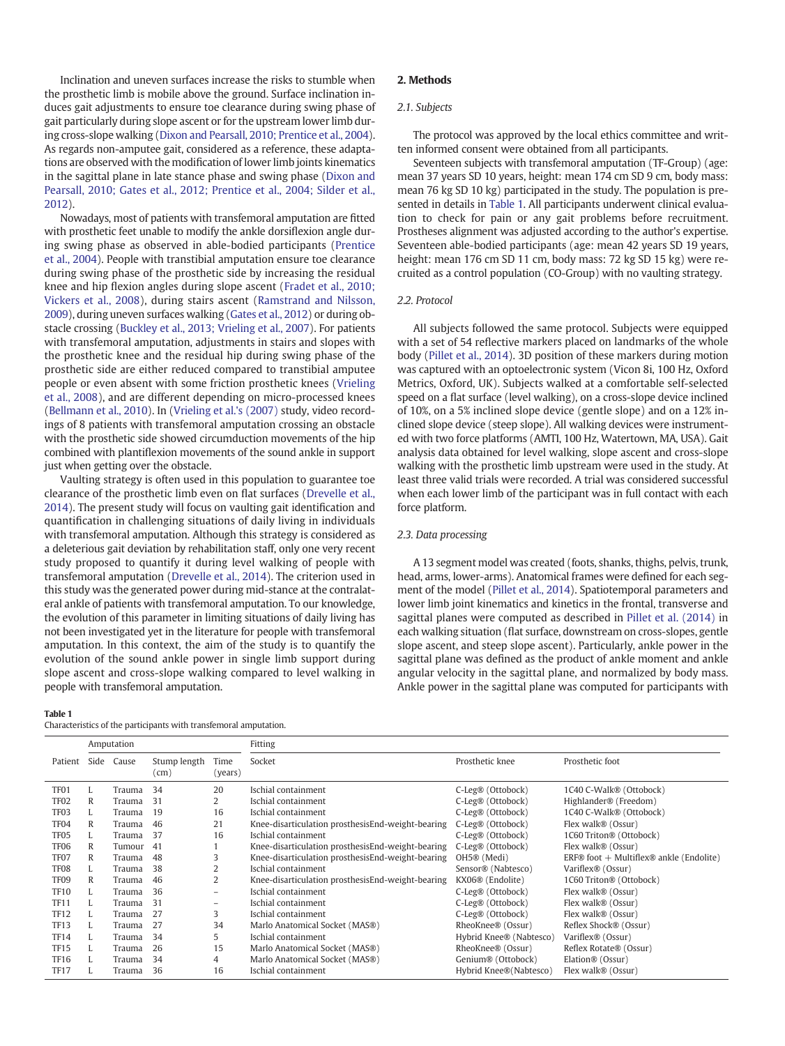Inclination and uneven surfaces increase the risks to stumble when the prosthetic limb is mobile above the ground. Surface inclination induces gait adjustments to ensure toe clearance during swing phase of gait particularly during slope ascent or for the upstream lower limb during cross-slope walking (Dixon and Pearsall, 2010; Prentice et al., 2004). As regards non-amputee gait, considered as a reference, these adaptations are observed with the modification of lower limb joints kinematics in the sagittal plane in late stance phase and swing phase (Dixon and Pearsall, 2010; Gates et al., 2012; Prentice et al., 2004; Silder et al., 2012).

Nowadays, most of patients with transfemoral amputation are fitted with prosthetic feet unable to modify the ankle dorsiflexion angle during swing phase as observed in able-bodied participants (Prentice et al., 2004). People with transtibial amputation ensure toe clearance during swing phase of the prosthetic side by increasing the residual knee and hip flexion angles during slope ascent (Fradet et al., 2010; Vickers et al., 2008), during stairs ascent (Ramstrand and Nilsson, 2009), during uneven surfaces walking (Gates et al., 2012) or during obstacle crossing (Buckley et al., 2013; Vrieling et al., 2007). For patients with transfemoral amputation, adjustments in stairs and slopes with the prosthetic knee and the residual hip during swing phase of the prosthetic side are either reduced compared to transtibial amputee people or even absent with some friction prosthetic knees (Vrieling et al., 2008), and are different depending on micro-processed knees (Bellmann et al., 2010). In (Vrieling et al.'s (2007) study, video recordings of 8 patients with transfemoral amputation crossing an obstacle with the prosthetic side showed circumduction movements of the hip combined with plantiflexion movements of the sound ankle in support just when getting over the obstacle.

Vaulting strategy is often used in this population to guarantee toe clearance of the prosthetic limb even on flat surfaces (Drevelle et al., 2014). The present study will focus on vaulting gait identification and quantification in challenging situations of daily living in individuals with transfemoral amputation. Although this strategy is considered as a deleterious gait deviation by rehabilitation staff, only one very recent study proposed to quantify it during level walking of people with transfemoral amputation (Drevelle et al., 2014). The criterion used in this study was the generated power during mid-stance at the contralateral ankle of patients with transfemoral amputation. To our knowledge, the evolution of this parameter in limiting situations of daily living has not been investigated yet in the literature for people with transfemoral amputation. In this context, the aim of the study is to quantify the evolution of the sound ankle power in single limb support during slope ascent and cross-slope walking compared to level walking in people with transfemoral amputation.

## 2. Methods

### 2.1. Subjects

The protocol was approved by the local ethics committee and written informed consent were obtained from all participants.

Seventeen subjects with transfemoral amputation (TF-Group) (age: mean 37 years SD 10 years, height: mean 174 cm SD 9 cm, body mass: mean 76 kg SD 10 kg) participated in the study. The population is presented in details in Table 1. All participants underwent clinical evaluation to check for pain or any gait problems before recruitment. Prostheses alignment was adjusted according to the author's expertise. Seventeen able-bodied participants (age: mean 42 years SD 19 years, height: mean 176 cm SD 11 cm, body mass: 72 kg SD 15 kg) were recruited as a control population (CO-Group) with no vaulting strategy.

### 2.2. Protocol

All subjects followed the same protocol. Subjects were equipped with a set of 54 reflective markers placed on landmarks of the whole body (Pillet et al., 2014). 3D position of these markers during motion was captured with an optoelectronic system (Vicon 8i, 100 Hz, Oxford Metrics, Oxford, UK). Subjects walked at a comfortable self-selected speed on a flat surface (level walking), on a cross-slope device inclined of 10%, on a 5% inclined slope device (gentle slope) and on a 12% inclined slope device (steep slope). All walking devices were instrumented with two force platforms (AMTI, 100 Hz, Watertown, MA, USA). Gait analysis data obtained for level walking, slope ascent and cross-slope walking with the prosthetic limb upstream were used in the study. At least three valid trials were recorded. A trial was considered successful when each lower limb of the participant was in full contact with each force platform.

### 2.3. Data processing

A 13 segment model was created (foots, shanks, thighs, pelvis, trunk, head, arms, lower-arms). Anatomical frames were defined for each segment of the model (Pillet et al., 2014). Spatiotemporal parameters and lower limb joint kinematics and kinetics in the frontal, transverse and sagittal planes were computed as described in Pillet et al. (2014) in each walking situation (flat surface, downstream on cross-slopes, gentle slope ascent, and steep slope ascent). Particularly, ankle power in the sagittal plane was defined as the product of ankle moment and ankle angular velocity in the sagittal plane, and normalized by body mass. Ankle power in the sagittal plane was computed for participants with

**Table 1**
Characteristics of the participants with transfemoral amputation.

| Amputation | | | | | Fitting | | |
|---|---|---|---|---|---|---|---|
| Patient | Side | Cause | Stump length (cm) | Time (years) | Socket | Prosthetic knee | Prosthetic foot |
| TF01 | L | Trauma | 34 | 20 | Ischial containment | C-Leg® (Ottobock) | 1C40 C-Walk® (Ottobock) |
| TF02 | R | Trauma | 31 | 2 | Ischial containment | C-Leg® (Ottobock) | Highlander® (Freedom) |
| TF03 | L | Trauma | 19 | 16 | Ischial containment | C-Leg® (Ottobock) | 1C40 C-Walk® (Ottobock) |
| TF04 | R | Trauma | 46 | 21 | Knee-disarticulation prosthesisEnd-weight-bearing | C-Leg® (Ottobock) | Flex walk® (Ossur) |
| TF05 | L | Trauma | 37 | 16 | Ischial containment | C-Leg® (Ottobock) | 1C60 Triton® (Ottobock) |
| TF06 | R | Tumour | 41 | 1 | Knee-disarticulation prosthesisEnd-weight-bearing | C-Leg® (Ottobock) | Flex walk® (Ossur) |
| TF07 | R | Trauma | 48 | 3 | Knee-disarticulation prosthesisEnd-weight-bearing | OH5® (Medi) | ERF® foot + Multiflex® ankle (Endolite) |
| TF08 | L | Trauma | 38 | 2 | Ischial containment | Sensor® (Nabtesco) | Variflex® (Ossur) |
| TF09 | R | Trauma | 46 | 2 | Knee-disarticulation prosthesisEnd-weight-bearing | KX06® (Endolite) | 1C60 Triton® (Ottobock) |
| TF10 | L | Trauma | 36 | – | Ischial containment | C-Leg® (Ottobock) | Flex walk® (Ossur) |
| TF11 | L | Trauma | 31 | – | Ischial containment | C-Leg® (Ottobock) | Flex walk® (Ossur) |
| TF12 | L | Trauma | 27 | 3 | Ischial containment | C-Leg® (Ottobock) | Flex walk® (Ossur) |
| TF13 | L | Trauma | 27 | 34 | Marlo Anatomical Socket (MAS®) | RheoKnee® (Ossur) | Reflex Shock® (Ossur) |
| TF14 | L | Trauma | 34 | 5 | Ischial containment | Hybrid Knee® (Nabtesco) | Variflex® (Ossur) |
| TF15 | L | Trauma | 26 | 15 | Marlo Anatomical Socket (MAS®) | RheoKnee® (Ossur) | Reflex Rotate® (Ossur) |
| TF16 | L | Trauma | 34 | 4 | Marlo Anatomical Socket (MAS®) | Genium® (Ottobock) | Elation® (Ossur) |
| TF17 | L | Trauma | 36 | 16 | Ischial containment | Hybrid Knee®(Nabtesco) | Flex walk® (Ossur) |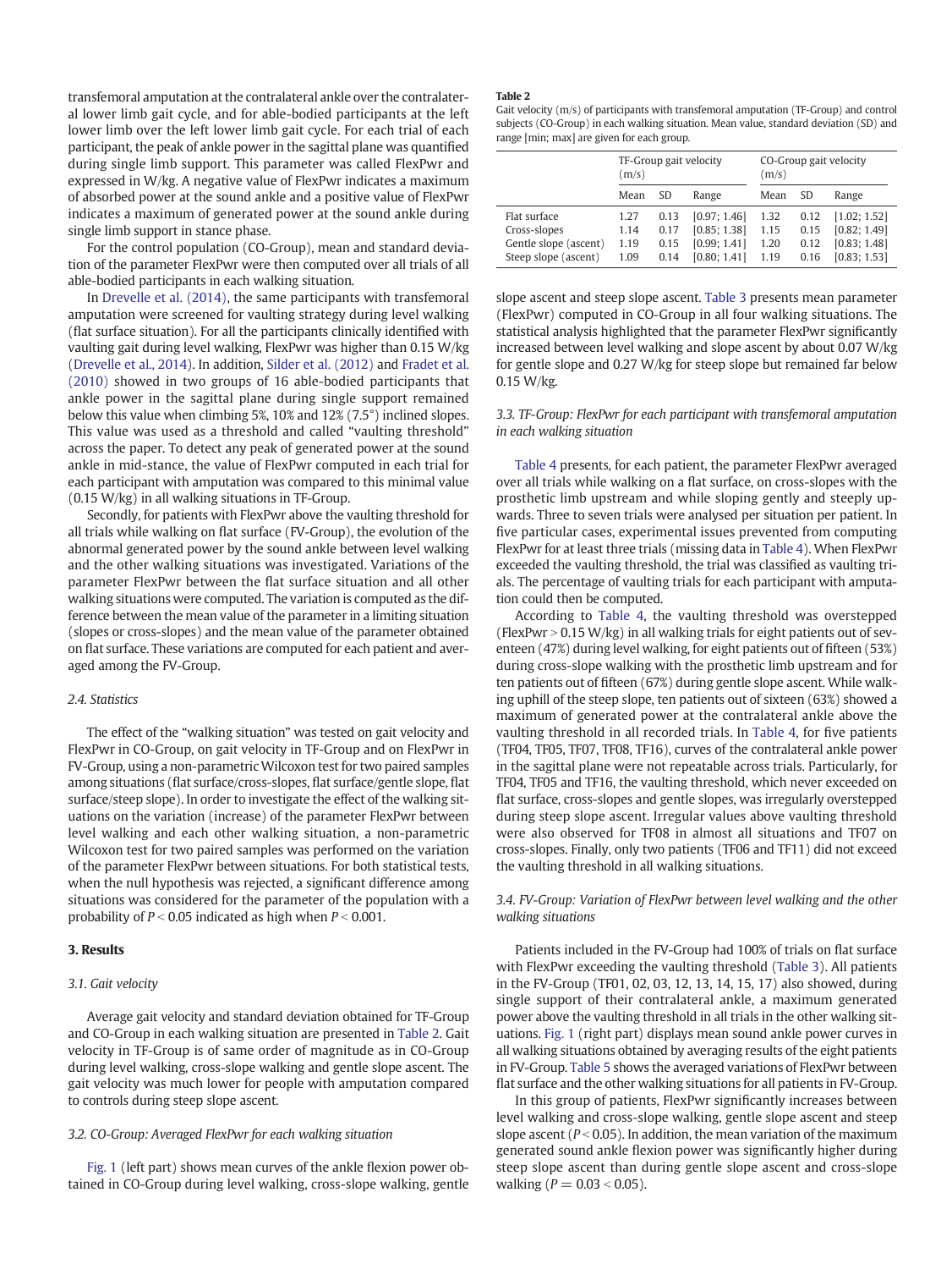transfemoral amputation at the contralateral ankle over the contralateral lower limb gait cycle, and for able-bodied participants at the left lower limb over the left lower limb gait cycle. For each trial of each participant, the peak of ankle power in the sagittal plane was quantified during single limb support. This parameter was called FlexPwr and expressed in W/kg. A negative value of FlexPwr indicates a maximum of absorbed power at the sound ankle and a positive value of FlexPwr indicates a maximum of generated power at the sound ankle during single limb support in stance phase.

For the control population (CO-Group), mean and standard deviation of the parameter FlexPwr were then computed over all trials of all able-bodied participants in each walking situation.

In Drevelle et al. (2014), the same participants with transfemoral amputation were screened for vaulting strategy during level walking (flat surface situation). For all the participants clinically identified with vaulting gait during level walking, FlexPwr was higher than 0.15 W/kg (Drevelle et al., 2014). In addition, Silder et al. (2012) and Fradet et al. (2010) showed in two groups of 16 able-bodied participants that ankle power in the sagittal plane during single support remained below this value when climbing 5%, 10% and 12% (7.5°) inclined slopes. This value was used as a threshold and called "vaulting threshold" across the paper. To detect any peak of generated power at the sound ankle in mid-stance, the value of FlexPwr computed in each trial for each participant with amputation was compared to this minimal value (0.15 W/kg) in all walking situations in TF-Group.

Secondly, for patients with FlexPwr above the vaulting threshold for all trials while walking on flat surface (FV-Group), the evolution of the abnormal generated power by the sound ankle between level walking and the other walking situations was investigated. Variations of the parameter FlexPwr between the flat surface situation and all other walking situations were computed. The variation is computed as the difference between the mean value of the parameter in a limiting situation (slopes or cross-slopes) and the mean value of the parameter obtained on flat surface. These variations are computed for each patient and averaged among the FV-Group.

### 2.4. Statistics

The effect of the "walking situation" was tested on gait velocity and FlexPwr in CO-Group, on gait velocity in TF-Group and on FlexPwr in FV-Group, using a non-parametric Wilcoxon test for two paired samples among situations (flat surface/cross-slopes, flat surface/gentle slope, flat surface/steep slope). In order to investigate the effect of the walking situations on the variation (increase) of the parameter FlexPwr between level walking and each other walking situation, a non-parametric Wilcoxon test for two paired samples was performed on the variation of the parameter FlexPwr between situations. For both statistical tests, when the null hypothesis was rejected, a significant difference among situations was considered for the parameter of the population with a probability of $P < 0.05$ indicated as high when $P < 0.001$.

## 3. Results

### 3.1. Gait velocity

Average gait velocity and standard deviation obtained for TF-Group and CO-Group in each walking situation are presented in Table 2. Gait velocity in TF-Group is of same order of magnitude as in CO-Group during level walking, cross-slope walking and gentle slope ascent. The gait velocity was much lower for people with amputation compared to controls during steep slope ascent.

### 3.2. CO-Group: Averaged FlexPwr for each walking situation

Fig. 1 (left part) shows mean curves of the ankle flexion power obtained in CO-Group during level walking, cross-slope walking, gentle slope ascent and steep slope ascent. Table 3 presents mean parameter (FlexPwr) computed in CO-Group in all four walking situations. The statistical analysis highlighted that the parameter FlexPwr significantly increased between level walking and slope ascent by about 0.07 W/kg for gentle slope and 0.27 W/kg for steep slope but remained far below 0.15 W/kg.

**Table 2**
Gait velocity (m/s) of participants with transfemoral amputation (TF-Group) and control subjects (CO-Group) in each walking situation. Mean value, standard deviation (SD) and range [min; max] are given for each group.

| | TF-Group gait velocity (m/s) | | | CO-Group gait velocity (m/s) | | |
|---|---|---|---|---|---|---|
| | Mean | SD | Range | Mean | SD | Range |
| Flat surface | 1.27 | 0.13 | [0.97; 1.46] | 1.32 | 0.12 | [1.02; 1.52] |
| Cross-slopes | 1.14 | 0.17 | [0.85; 1.38] | 1.15 | 0.15 | [0.82; 1.49] |
| Gentle slope (ascent) | 1.19 | 0.15 | [0.99; 1.41] | 1.20 | 0.12 | [0.83; 1.48] |
| Steep slope (ascent) | 1.09 | 0.14 | [0.80; 1.41] | 1.19 | 0.16 | [0.83; 1.53] |

### 3.3. TF-Group: FlexPwr for each participant with transfemoral amputation in each walking situation

Table 4 presents, for each patient, the parameter FlexPwr averaged over all trials while walking on a flat surface, on cross-slopes with the prosthetic limb upstream and while sloping gently and steeply upwards. Three to seven trials were analysed per situation per patient. In five particular cases, experimental issues prevented from computing FlexPwr for at least three trials (missing data in Table 4). When FlexPwr exceeded the vaulting threshold, the trial was classified as vaulting trials. The percentage of vaulting trials for each participant with amputation could then be computed.

According to Table 4, the vaulting threshold was overstepped (FlexPwr > 0.15 W/kg) in all walking trials for eight patients out of seventeen (47%) during level walking, for eight patients out of fifteen (53%) during cross-slope walking with the prosthetic limb upstream and for ten patients out of fifteen (67%) during gentle slope ascent. While walking uphill of the steep slope, ten patients out of sixteen (63%) showed a maximum of generated power at the contralateral ankle above the vaulting threshold in all recorded trials. In Table 4, for five patients (TF04, TF05, TF07, TF08, TF16), curves of the contralateral ankle power in the sagittal plane were not repeatable across trials. Particularly, for TF04, TF05 and TF16, the vaulting threshold, which never exceeded on flat surface, cross-slopes and gentle slopes, was irregularly overstepped during steep slope ascent. Irregular values above vaulting threshold were also observed for TF08 in almost all situations and TF07 on cross-slopes. Finally, only two patients (TF06 and TF11) did not exceed the vaulting threshold in all walking situations.

### 3.4. FV-Group: Variation of FlexPwr between level walking and the other walking situations

Patients included in the FV-Group had 100% of trials on flat surface with FlexPwr exceeding the vaulting threshold (Table 3). All patients in the FV-Group (TF01, 02, 03, 12, 13, 14, 15, 17) also showed, during single support of their contralateral ankle, a maximum generated power above the vaulting threshold in all trials in the other walking situations. Fig. 1 (right part) displays mean sound ankle power curves in all walking situations obtained by averaging results of the eight patients in FV-Group. Table 5 shows the averaged variations of FlexPwr between flat surface and the other walking situations for all patients in FV-Group.

In this group of patients, FlexPwr significantly increases between level walking and cross-slope walking, gentle slope ascent and steep slope ascent ($P < 0.05$). In addition, the mean variation of the maximum generated sound ankle flexion power was significantly higher during steep slope ascent than during gentle slope ascent and cross-slope walking ($P = 0.03 < 0.05$).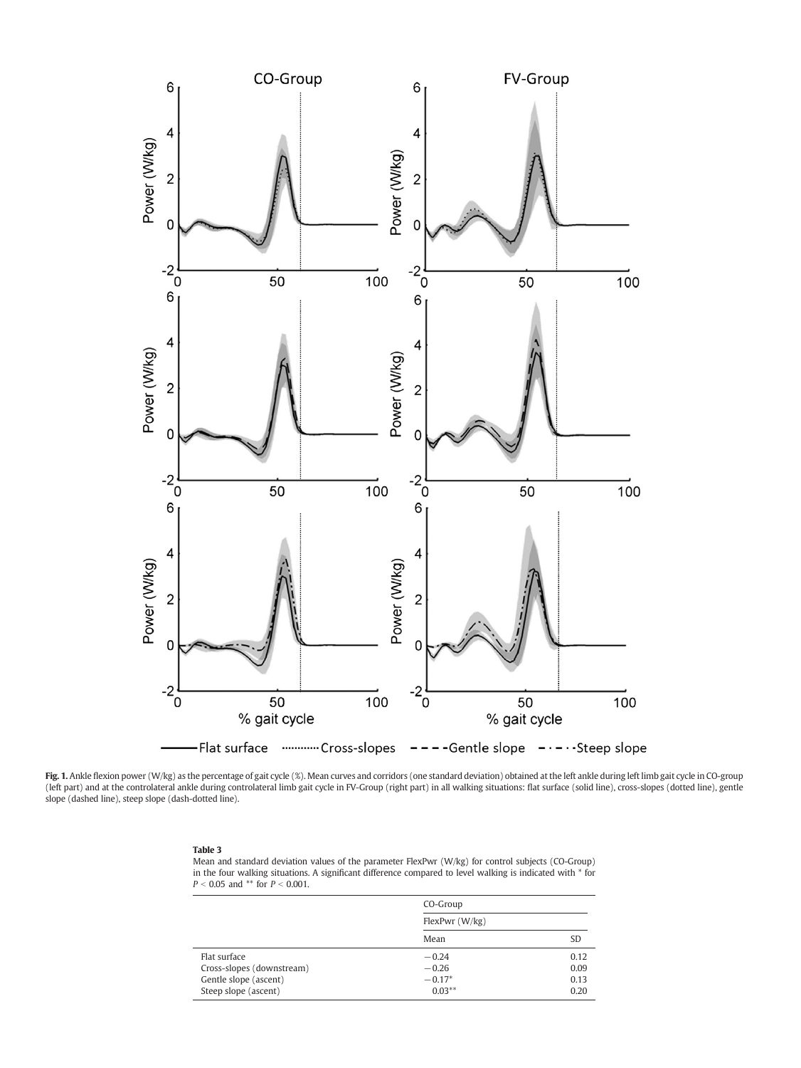**Fig. 1.** Ankle flexion power (W/kg) as the percentage of gait cycle (%). Mean curves and corridors (one standard deviation) obtained at the left ankle during left limb gait cycle in CO-group (left part) and at the controlateral ankle during controlateral limb gait cycle in FV-Group (right part) in all walking situations: flat surface (solid line), cross-slopes (dotted line), gentle slope (dashed line), steep slope (dash-dotted line).

**Table 3**
Mean and standard deviation values of the parameter FlexPwr (W/kg) for control subjects (CO-Group) in the four walking situations. A significant difference compared to level walking is indicated with * for $P < 0.05$ and ** for $P < 0.001$.

| | CO-Group | |
|---|---|---|
| | FlexPwr (W/kg) | |
| | Mean | SD |
| Flat surface | −0.24 | 0.12 |
| Cross-slopes (downstream) | −0.26 | 0.09 |
| Gentle slope (ascent) | −0.17* | 0.13 |
| Steep slope (ascent) | 0.03** | 0.20 |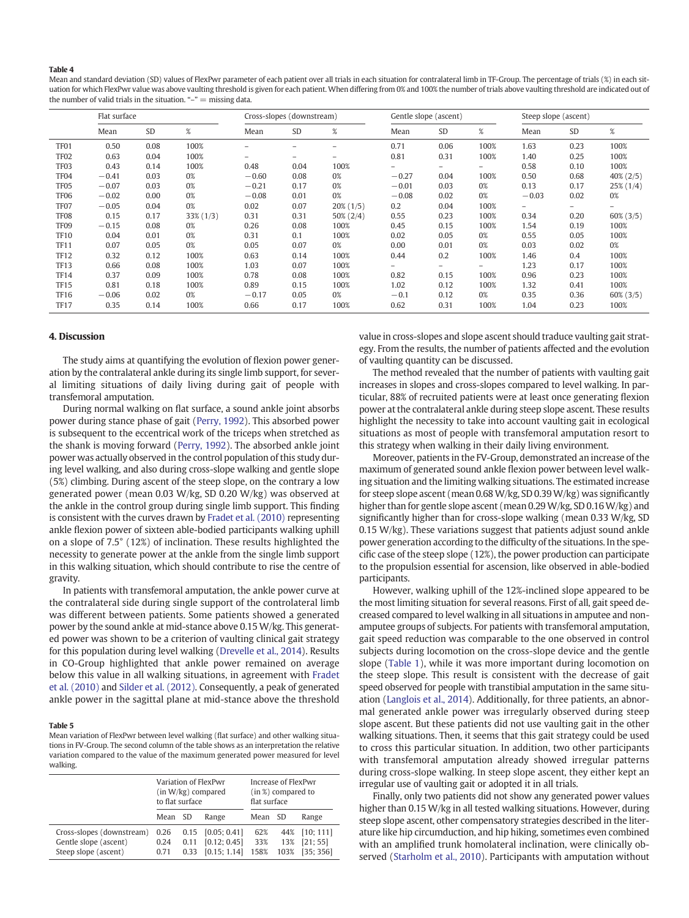**Table 4**
Mean and standard deviation (SD) values of FlexPwr parameter of each patient over all trials in each situation for contralateral limb in TF-Group. The percentage of trials (%) in each situation for which FlexPwr value was above vaulting threshold is given for each patient. When differing from 0% and 100% the number of trials above vaulting threshold are indicated out of the number of valid trials in the situation. "–" = missing data.

| | Flat surface | | | Cross-slopes (downstream) | | | Gentle slope (ascent) | | | Steep slope (ascent) | | |
|---|---|---|---|---|---|---|---|---|---|---|---|---|
| | Mean | SD | % | Mean | SD | % | Mean | SD | % | Mean | SD | % |
| TF01 | 0.50 | 0.08 | 100% | – | – | – | 0.71 | 0.06 | 100% | 1.63 | 0.23 | 100% |
| TF02 | 0.63 | 0.04 | 100% | – | – | – | 0.81 | 0.31 | 100% | 1.40 | 0.25 | 100% |
| TF03 | 0.43 | 0.14 | 100% | 0.48 | 0.04 | 100% | – | – | – | 0.58 | 0.10 | 100% |
| TF04 | −0.41 | 0.03 | 0% | −0.60 | 0.08 | 0% | −0.27 | 0.04 | 100% | 0.50 | 0.68 | 40% (2/5) |
| TF05 | −0.07 | 0.03 | 0% | −0.21 | 0.17 | 0% | −0.01 | 0.03 | 0% | 0.13 | 0.17 | 25% (1/4) |
| TF06 | −0.02 | 0.00 | 0% | −0.08 | 0.01 | 0% | −0.08 | 0.02 | 0% | −0.03 | 0.02 | 0% |
| TF07 | −0.05 | 0.04 | 0% | 0.02 | 0.07 | 20% (1/5) | 0.2 | 0.04 | 100% | – | – | – |
| TF08 | 0.15 | 0.17 | 33% (1/3) | 0.31 | 0.31 | 50% (2/4) | 0.55 | 0.23 | 100% | 0.34 | 0.20 | 60% (3/5) |
| TF09 | −0.15 | 0.08 | 0% | 0.26 | 0.08 | 100% | 0.45 | 0.15 | 100% | 1.54 | 0.19 | 100% |
| TF10 | 0.04 | 0.01 | 0% | 0.31 | 0.1 | 100% | 0.02 | 0.05 | 0% | 0.55 | 0.05 | 100% |
| TF11 | 0.07 | 0.05 | 0% | 0.05 | 0.07 | 0% | 0.00 | 0.01 | 0% | 0.03 | 0.02 | 0% |
| TF12 | 0.32 | 0.12 | 100% | 0.63 | 0.14 | 100% | 0.44 | 0.2 | 100% | 1.46 | 0.4 | 100% |
| TF13 | 0.66 | 0.08 | 100% | 1.03 | 0.07 | 100% | – | – | – | 1.23 | 0.17 | 100% |
| TF14 | 0.37 | 0.09 | 100% | 0.78 | 0.08 | 100% | 0.82 | 0.15 | 100% | 0.96 | 0.23 | 100% |
| TF15 | 0.81 | 0.18 | 100% | 0.89 | 0.15 | 100% | 1.02 | 0.12 | 100% | 1.32 | 0.41 | 100% |
| TF16 | −0.06 | 0.02 | 0% | −0.17 | 0.05 | 0% | −0.1 | 0.12 | 0% | 0.35 | 0.36 | 60% (3/5) |
| TF17 | 0.35 | 0.14 | 100% | 0.66 | 0.17 | 100% | 0.62 | 0.31 | 100% | 1.04 | 0.23 | 100% |

## 4. Discussion

The study aims at quantifying the evolution of flexion power generation by the contralateral ankle during its single limb support, for several limiting situations of daily living during gait of people with transfemoral amputation.

During normal walking on flat surface, a sound ankle joint absorbs power during stance phase of gait (Perry, 1992). This absorbed power is subsequent to the eccentrical work of the triceps when stretched as the shank is moving forward (Perry, 1992). The absorbed ankle joint power was actually observed in the control population of this study during level walking, and also during cross-slope walking and gentle slope (5%) climbing. During ascent of the steep slope, on the contrary a low generated power (mean 0.03 W/kg, SD 0.20 W/kg) was observed at the ankle in the control group during single limb support. This finding is consistent with the curves drawn by Fradet et al. (2010) representing ankle flexion power of sixteen able-bodied participants walking uphill on a slope of 7.5° (12%) of inclination. These results highlighted the necessity to generate power at the ankle from the single limb support in this walking situation, which should contribute to rise the centre of gravity.

In patients with transfemoral amputation, the ankle power curve at the contralateral side during single support of the controlateral limb was different between patients. Some patients showed a generated power by the sound ankle at mid-stance above 0.15 W/kg. This generated power was shown to be a criterion of vaulting clinical gait strategy for this population during level walking (Drevelle et al., 2014). Results in CO-Group highlighted that ankle power remained on average below this value in all walking situations, in agreement with Fradet et al. (2010) and Silder et al. (2012). Consequently, a peak of generated ankle power in the sagittal plane at mid-stance above the threshold value in cross-slopes and slope ascent should traduce vaulting gait strategy. From the results, the number of patients affected and the evolution of vaulting quantity can be discussed.

The method revealed that the number of patients with vaulting gait increases in slopes and cross-slopes compared to level walking. In particular, 88% of recruited patients were at least once generating flexion power at the contralateral ankle during steep slope ascent. These results highlight the necessity to take into account vaulting gait in ecological situations as most of people with transfemoral amputation resort to this strategy when walking in their daily living environment.

Moreover, patients in the FV-Group, demonstrated an increase of the maximum of generated sound ankle flexion power between level walking situation and the limiting walking situations. The estimated increase for steep slope ascent (mean 0.68 W/kg, SD 0.39 W/kg) was significantly higher than for gentle slope ascent (mean 0.29 W/kg, SD 0.16 W/kg) and significantly higher than for cross-slope walking (mean 0.33 W/kg, SD 0.15 W/kg). These variations suggest that patients adjust sound ankle power generation according to the difficulty of the situations. In the specific case of the steep slope (12%), the power production can participate to the propulsion essential for ascension, like observed in able-bodied participants.

However, walking uphill of the 12%-inclined slope appeared to be the most limiting situation for several reasons. First of all, gait speed decreased compared to level walking in all situations in amputee and non-amputee groups of subjects. For patients with transfemoral amputation, gait speed reduction was comparable to the one observed in control subjects during locomotion on the cross-slope device and the gentle slope (Table 1), while it was more important during locomotion on the steep slope. This result is consistent with the decrease of gait speed observed for people with transtibial amputation in the same situation (Langlois et al., 2014). Additionally, for three patients, an abnormal generated ankle power was irregularly observed during steep slope ascent. But these patients did not use vaulting gait in the other walking situations. Then, it seems that this gait strategy could be used to cross this particular situation. In addition, two other participants with transfemoral amputation already showed irregular patterns during cross-slope walking. In steep slope ascent, they either kept an irregular use of vaulting gait or adopted it in all trials.

Finally, only two patients did not show any generated power values higher than 0.15 W/kg in all tested walking situations. However, during steep slope ascent, other compensatory strategies described in the literature like hip circumduction, and hip hiking, sometimes even combined with an amplified trunk homolateral inclination, were clinically observed (Starholm et al., 2010). Participants with amputation without

**Table 5**
Mean variation of FlexPwr between level walking (flat surface) and other walking situations in FV-Group. The second column of the table shows as an interpretation the relative variation compared to the value of the maximum generated power measured for level walking.

| | Variation of FlexPwr (in W/kg) compared to flat surface | | | Increase of FlexPwr (in %) compared to flat surface | | |
|---|---|---|---|---|---|---|
| | Mean | SD | Range | Mean | SD | Range |
| Cross-slopes (downstream) | 0.26 | 0.15 | [0.05; 0.41] | 62% | 44% | [10; 111] |
| Gentle slope (ascent) | 0.24 | 0.11 | [0.12; 0.45] | 33% | 13% | [21; 55] |
| Steep slope (ascent) | 0.71 | 0.33 | [0.15; 1.14] | 158% | 103% | [35; 356] |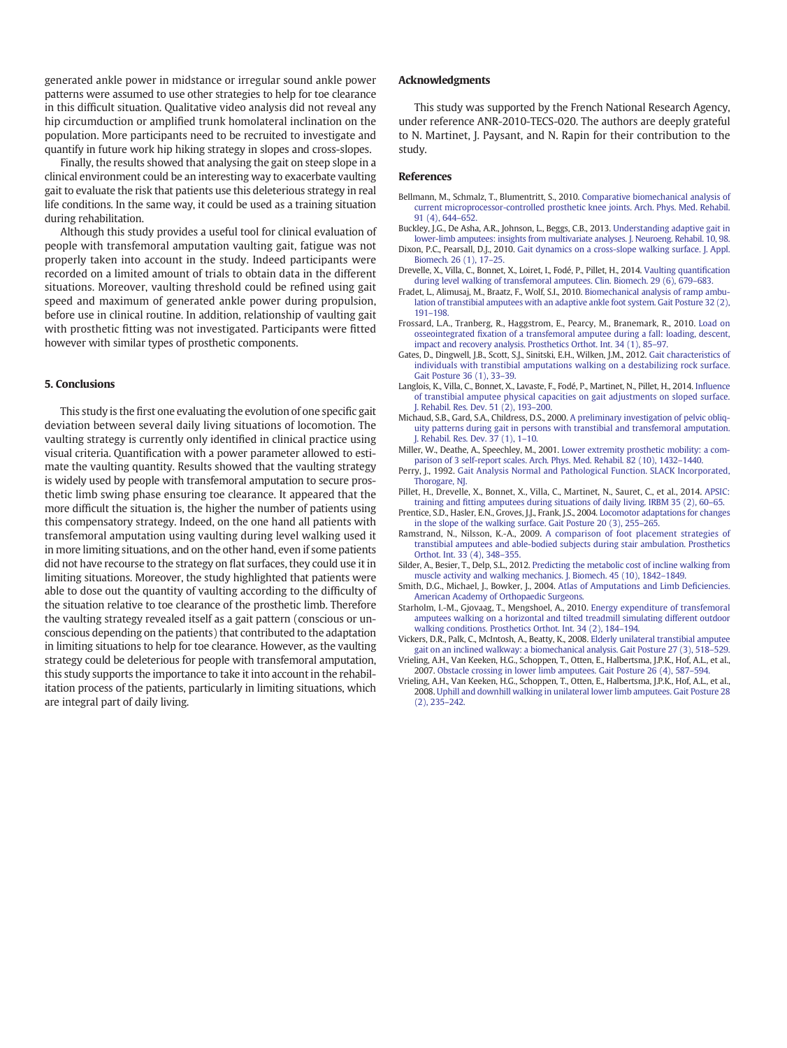generated ankle power in midstance or irregular sound ankle power patterns were assumed to use other strategies to help for toe clearance in this difficult situation. Qualitative video analysis did not reveal any hip circumduction or amplified trunk homolateral inclination on the population. More participants need to be recruited to investigate and quantify in future work hip hiking strategy in slopes and cross-slopes.

Finally, the results showed that analysing the gait on steep slope in a clinical environment could be an interesting way to exacerbate vaulting gait to evaluate the risk that patients use this deleterious strategy in real life conditions. In the same way, it could be used as a training situation during rehabilitation.

Although this study provides a useful tool for clinical evaluation of people with transfemoral amputation vaulting gait, fatigue was not properly taken into account in the study. Indeed participants were recorded on a limited amount of trials to obtain data in the different situations. Moreover, vaulting threshold could be refined using gait speed and maximum of generated ankle power during propulsion, before use in clinical routine. In addition, relationship of vaulting gait with prosthetic fitting was not investigated. Participants were fitted however with similar types of prosthetic components.

## 5. Conclusions

This study is the first one evaluating the evolution of one specific gait deviation between several daily living situations of locomotion. The vaulting strategy is currently only identified in clinical practice using visual criteria. Quantification with a power parameter allowed to estimate the vaulting quantity. Results showed that the vaulting strategy is widely used by people with transfemoral amputation to secure prosthetic limb swing phase ensuring toe clearance. It appeared that the more difficult the situation is, the higher the number of patients using this compensatory strategy. Indeed, on the one hand all patients with transfemoral amputation using vaulting during level walking used it in more limiting situations, and on the other hand, even if some patients did not have recourse to the strategy on flat surfaces, they could use it in limiting situations. Moreover, the study highlighted that patients were able to dose out the quantity of vaulting according to the difficulty of the situation relative to toe clearance of the prosthetic limb. Therefore the vaulting strategy revealed itself as a gait pattern (conscious or unconscious depending on the patients) that contributed to the adaptation in limiting situations to help for toe clearance. However, as the vaulting strategy could be deleterious for people with transfemoral amputation, this study supports the importance to take it into account in the rehabilitation process of the patients, particularly in limiting situations, which are integral part of daily living.

## Acknowledgments

This study was supported by the French National Research Agency, under reference ANR-2010-TECS-020. The authors are deeply grateful to N. Martinet, J. Paysant, and N. Rapin for their contribution to the study.

## References

Bellmann, M., Schmalz, T., Blumentritt, S., 2010. Comparative biomechanical analysis of current microprocessor-controlled prosthetic knee joints. Arch. Phys. Med. Rehabil. 91 (4), 644–652.

Buckley, J.G., De Asha, A.R., Johnson, L., Beggs, C.B., 2013. Understanding adaptive gait in lower-limb amputees: insights from multivariate analyses. J. Neuroeng. Rehabil. 10, 98.

Dixon, P.C., Pearsall, D.J., 2010. Gait dynamics on a cross-slope walking surface. J. Appl. Biomech. 26 (1), 17–25.

Drevelle, X., Villa, C., Bonnet, X., Loiret, I., Fodé, P., Pillet, H., 2014. Vaulting quantification during level walking of transfemoral amputees. Clin. Biomech. 29 (6), 679–683.

Fradet, L., Alimusaj, M., Braatz, F., Wolf, S.I., 2010. Biomechanical analysis of ramp ambulation of transtibial amputees with an adaptive ankle foot system. Gait Posture 32 (2), 191–198.

Frossard, L.A., Tranberg, R., Haggstrom, E., Pearcy, M., Branemark, R., 2010. Load on osseointegrated fixation of a transfemoral amputee during a fall: loading, descent, impact and recovery analysis. Prosthetics Orthot. Int. 34 (1), 85–97.

Gates, D., Dingwell, J.B., Scott, S.J., Sinitski, E.H., Wilken, J.M., 2012. Gait characteristics of individuals with transtibial amputations walking on a destabilizing rock surface. Gait Posture 36 (1), 33–39.

Langlois, K., Villa, C., Bonnet, X., Lavaste, F., Fodé, P., Martinet, N., Pillet, H., 2014. Influence of transtibial amputee physical capacities on gait adjustments on sloped surface. J. Rehabil. Res. Dev. 51 (2), 193–200.

Michaud, S.B., Gard, S.A., Childress, D.S., 2000. A preliminary investigation of pelvic obliquity patterns during gait in persons with transtibial and transfemoral amputation. J. Rehabil. Res. Dev. 37 (1), 1–10.

Miller, W., Deathe, A., Speechley, M., 2001. Lower extremity prosthetic mobility: a comparison of 3 self-report scales. Arch. Phys. Med. Rehabil. 82 (10), 1432–1440.

Perry, J., 1992. Gait Analysis Normal and Pathological Function. SLACK Incorporated, Thorogare, NJ.

Pillet, H., Drevelle, X., Bonnet, X., Villa, C., Martinet, N., Sauret, C., et al., 2014. APSIC: training and fitting amputees during situations of daily living. IRBM 35 (2), 60–65.

Prentice, S.D., Hasler, E.N., Groves, J.J., Frank, J.S., 2004. Locomotor adaptations for changes in the slope of the walking surface. Gait Posture 20 (3), 255–265.

Ramstrand, N., Nilsson, K.-A., 2009. A comparison of foot placement strategies of transtibial amputees and able-bodied subjects during stair ambulation. Prosthetics Orthot. Int. 33 (4), 348–355.

Silder, A., Besier, T., Delp, S.L., 2012. Predicting the metabolic cost of incline walking from muscle activity and walking mechanics. J. Biomech. 45 (10), 1842–1849.

Smith, D.G., Michael, J., Bowker, J., 2004. Atlas of Amputations and Limb Deficiencies. American Academy of Orthopaedic Surgeons.

Starholm, I.-M., Gjovaag, T., Mengshoel, A., 2010. Energy expenditure of transfemoral amputees walking on a horizontal and tilted treadmill simulating different outdoor walking conditions. Prosthetics Orthot. Int. 34 (2), 184–194.

Vickers, D.R., Palk, C., McIntosh, A., Beatty, K., 2008. Elderly unilateral transtibial amputee gait on an inclined walkway: a biomechanical analysis. Gait Posture 27 (3), 518–529.

Vrieling, A.H., Van Keeken, H.G., Schoppen, T., Otten, E., Halbertsma, J.P.K., Hof, A.L., et al., 2007. Obstacle crossing in lower limb amputees. Gait Posture 26 (4), 587–594.

Vrieling, A.H., Van Keeken, H.G., Schoppen, T., Otten, E., Halbertsma, J.P.K., Hof, A.L., et al., 2008. Uphill and downhill walking in unilateral lower limb amputees. Gait Posture 28 (2), 235–242.